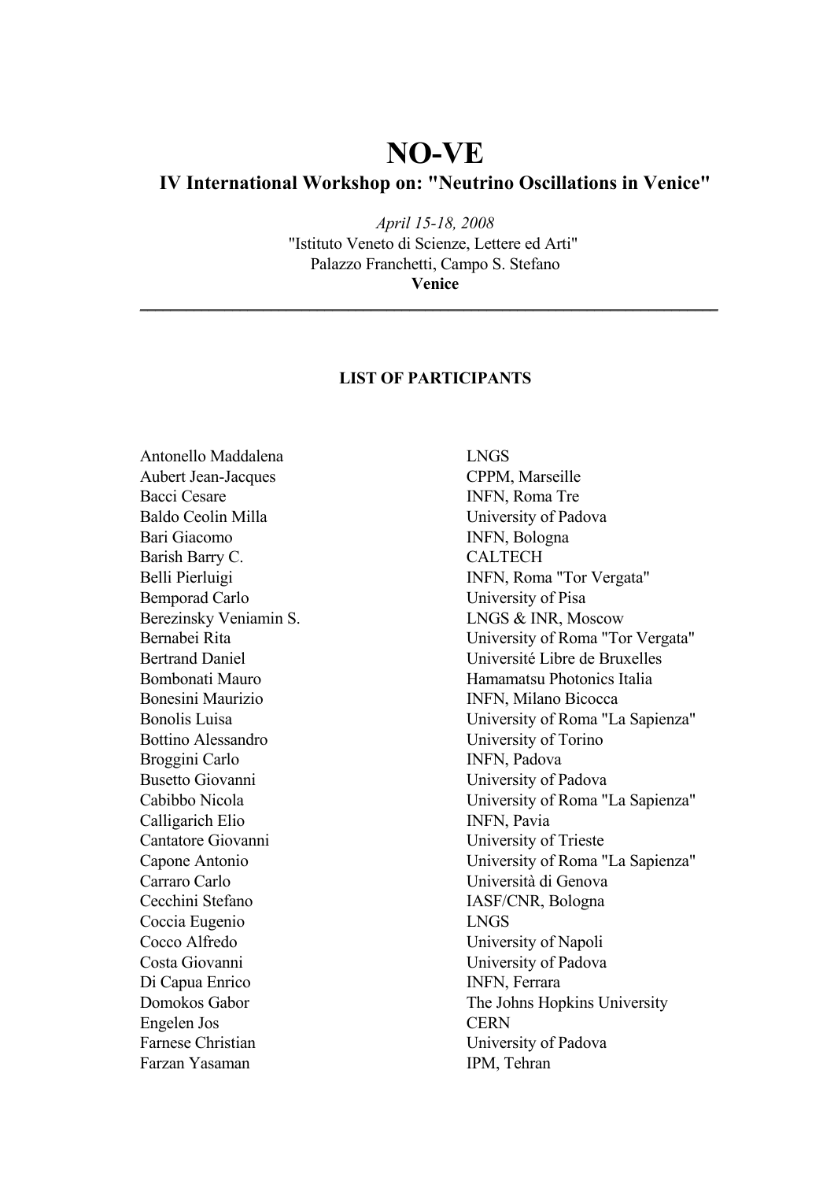# NO-VE

## IV International Workshop on: "Neutrino Oscillations in Venice"

*April 15-18, 2008*
"Istituto Veneto di Scienze, Lettere ed Arti"
Palazzo Franchetti, Campo S. Stefano
**Venice**

---

### LIST OF PARTICIPANTS

| | |
|---|---|
| Antonello Maddalena | LNGS |
| Aubert Jean-Jacques | CPPM, Marseille |
| Bacci Cesare | INFN, Roma Tre |
| Baldo Ceolin Milla | University of Padova |
| Bari Giacomo | INFN, Bologna |
| Barish Barry C. | CALTECH |
| Belli Pierluigi | INFN, Roma "Tor Vergata" |
| Bemporad Carlo | University of Pisa |
| Berezinsky Veniamin S. | LNGS & INR, Moscow |
| Bernabei Rita | University of Roma "Tor Vergata" |
| Bertrand Daniel | Université Libre de Bruxelles |
| Bombonati Mauro | Hamamatsu Photonics Italia |
| Bonesini Maurizio | INFN, Milano Bicocca |
| Bonolis Luisa | University of Roma "La Sapienza" |
| Bottino Alessandro | University of Torino |
| Broggini Carlo | INFN, Padova |
| Busetto Giovanni | University of Padova |
| Cabibbo Nicola | University of Roma "La Sapienza" |
| Calligarich Elio | INFN, Pavia |
| Cantatore Giovanni | University of Trieste |
| Capone Antonio | University of Roma "La Sapienza" |
| Carraro Carlo | Università di Genova |
| Cecchini Stefano | IASF/CNR, Bologna |
| Coccia Eugenio | LNGS |
| Cocco Alfredo | University of Napoli |
| Costa Giovanni | University of Padova |
| Di Capua Enrico | INFN, Ferrara |
| Domokos Gabor | The Johns Hopkins University |
| Engelen Jos | CERN |
| Farnese Christian | University of Padova |
| Farzan Yasaman | IPM, Tehran |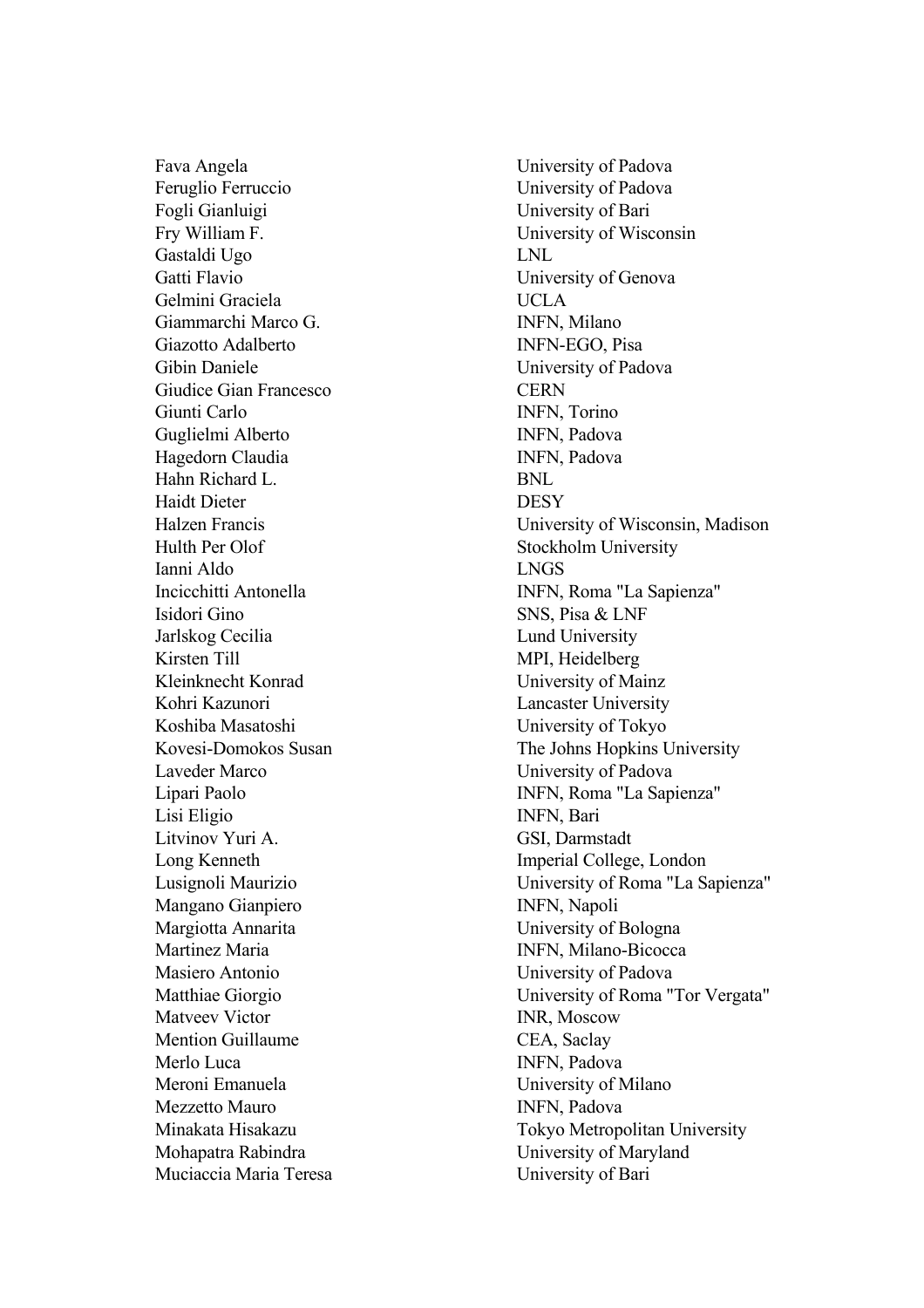| | |
|---|---|
| Fava Angela | University of Padova |
| Feruglio Ferruccio | University of Padova |
| Fogli Gianluigi | University of Bari |
| Fry William F. | University of Wisconsin |
| Gastaldi Ugo | LNL |
| Gatti Flavio | University of Genova |
| Gelmini Graciela | UCLA |
| Giammarchi Marco G. | INFN, Milano |
| Giazotto Adalberto | INFN-EGO, Pisa |
| Gibin Daniele | University of Padova |
| Giudice Gian Francesco | CERN |
| Giunti Carlo | INFN, Torino |
| Guglielmi Alberto | INFN, Padova |
| Hagedorn Claudia | INFN, Padova |
| Hahn Richard L. | BNL |
| Haidt Dieter | DESY |
| Halzen Francis | University of Wisconsin, Madison |
| Hulth Per Olof | Stockholm University |
| Ianni Aldo | LNGS |
| Incicchitti Antonella | INFN, Roma "La Sapienza" |
| Isidori Gino | SNS, Pisa & LNF |
| Jarlskog Cecilia | Lund University |
| Kirsten Till | MPI, Heidelberg |
| Kleinknecht Konrad | University of Mainz |
| Kohri Kazunori | Lancaster University |
| Koshiba Masatoshi | University of Tokyo |
| Kovesi-Domokos Susan | The Johns Hopkins University |
| Laveder Marco | University of Padova |
| Lipari Paolo | INFN, Roma "La Sapienza" |
| Lisi Eligio | INFN, Bari |
| Litvinov Yuri A. | GSI, Darmstadt |
| Long Kenneth | Imperial College, London |
| Lusignoli Maurizio | University of Roma "La Sapienza" |
| Mangano Gianpiero | INFN, Napoli |
| Margiotta Annarita | University of Bologna |
| Martinez Maria | INFN, Milano-Bicocca |
| Masiero Antonio | University of Padova |
| Matthiae Giorgio | University of Roma "Tor Vergata" |
| Matveev Victor | INR, Moscow |
| Mention Guillaume | CEA, Saclay |
| Merlo Luca | INFN, Padova |
| Meroni Emanuela | University of Milano |
| Mezzetto Mauro | INFN, Padova |
| Minakata Hisakazu | Tokyo Metropolitan University |
| Mohapatra Rabindra | University of Maryland |
| Muciaccia Maria Teresa | University of Bari |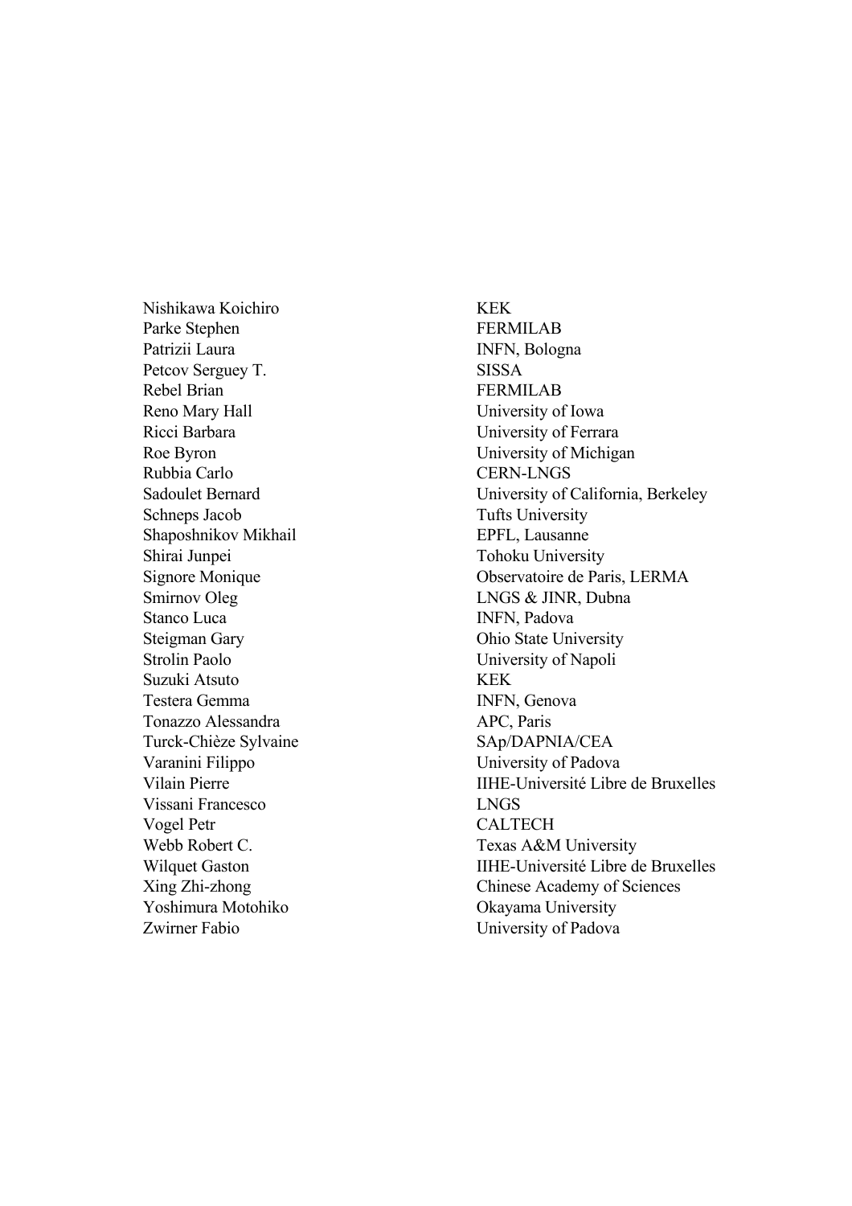| | |
|---|---|
| Nishikawa Koichiro | KEK |
| Parke Stephen | FERMILAB |
| Patrizii Laura | INFN, Bologna |
| Petcov Serguey T. | SISSA |
| Rebel Brian | FERMILAB |
| Reno Mary Hall | University of Iowa |
| Ricci Barbara | University of Ferrara |
| Roe Byron | University of Michigan |
| Rubbia Carlo | CERN-LNGS |
| Sadoulet Bernard | University of California, Berkeley |
| Schneps Jacob | Tufts University |
| Shaposhnikov Mikhail | EPFL, Lausanne |
| Shirai Junpei | Tohoku University |
| Signore Monique | Observatoire de Paris, LERMA |
| Smirnov Oleg | LNGS & JINR, Dubna |
| Stanco Luca | INFN, Padova |
| Steigman Gary | Ohio State University |
| Strolin Paolo | University of Napoli |
| Suzuki Atsuto | KEK |
| Testera Gemma | INFN, Genova |
| Tonazzo Alessandra | APC, Paris |
| Turck-Chièze Sylvaine | SAp/DAPNIA/CEA |
| Varanini Filippo | University of Padova |
| Vilain Pierre | IIHE-Université Libre de Bruxelles |
| Vissani Francesco | LNGS |
| Vogel Petr | CALTECH |
| Webb Robert C. | Texas A&M University |
| Wilquet Gaston | IIHE-Université Libre de Bruxelles |
| Xing Zhi-zhong | Chinese Academy of Sciences |
| Yoshimura Motohiko | Okayama University |
| Zwirner Fabio | University of Padova |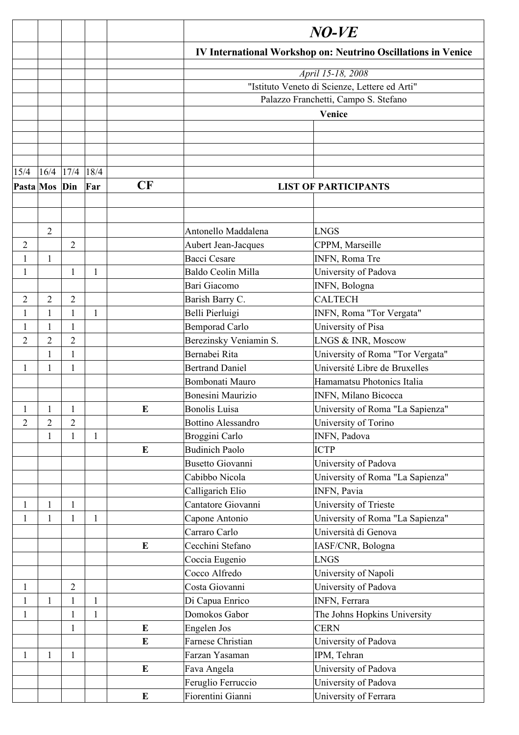# *NO-VE*

**IV International Workshop on: Neutrino Oscillations in Venice**

*April 15-18, 2008*

"Istituto Veneto di Scienze, Lettere ed Arti"

Palazzo Franchetti, Campo S. Stefano

**Venice**

| 15/4 | 16/4 | 17/4 | 18/4 | | | |
|---|---|---|---|---|---|---|
| **Pasta** | **Mos** | **Din** | **Far** | **CF** | **LIST OF PARTICIPANTS** | |
| | 2 | | | | Antonello Maddalena | LNGS |
| 2 | | 2 | | | Aubert Jean-Jacques | CPPM, Marseille |
| 1 | 1 | | | | Bacci Cesare | INFN, Roma Tre |
| 1 | | 1 | 1 | | Baldo Ceolin Milla | University of Padova |
| | | | | | Bari Giacomo | INFN, Bologna |
| 2 | 2 | 2 | | | Barish Barry C. | CALTECH |
| 1 | 1 | 1 | 1 | | Belli Pierluigi | INFN, Roma "Tor Vergata" |
| 1 | 1 | 1 | | | Bemporad Carlo | University of Pisa |
| 2 | 2 | 2 | | | Berezinsky Veniamin S. | LNGS & INR, Moscow |
| | 1 | 1 | | | Bernabei Rita | University of Roma "Tor Vergata" |
| 1 | 1 | 1 | | | Bertrand Daniel | Université Libre de Bruxelles |
| | | | | | Bombonati Mauro | Hamamatsu Photonics Italia |
| | | | | | Bonesini Maurizio | INFN, Milano Bicocca |
| 1 | 1 | 1 | | **E** | Bonolis Luisa | University of Roma "La Sapienza" |
| 2 | 2 | 2 | | | Bottino Alessandro | University of Torino |
| | 1 | 1 | 1 | | Broggini Carlo | INFN, Padova |
| | | | | **E** | Budinich Paolo | ICTP |
| | | | | | Busetto Giovanni | University of Padova |
| | | | | | Cabibbo Nicola | University of Roma "La Sapienza" |
| | | | | | Calligarich Elio | INFN, Pavia |
| 1 | 1 | 1 | | | Cantatore Giovanni | University of Trieste |
| 1 | 1 | 1 | 1 | | Capone Antonio | University of Roma "La Sapienza" |
| | | | | | Carraro Carlo | Università di Genova |
| | | | | **E** | Cecchini Stefano | IASF/CNR, Bologna |
| | | | | | Coccia Eugenio | LNGS |
| | | | | | Cocco Alfredo | University of Napoli |
| 1 | | 2 | | | Costa Giovanni | University of Padova |
| 1 | 1 | 1 | 1 | | Di Capua Enrico | INFN, Ferrara |
| 1 | | 1 | 1 | | Domokos Gabor | The Johns Hopkins University |
| | | 1 | | **E** | Engelen Jos | CERN |
| | | | | **E** | Farnese Christian | University of Padova |
| 1 | 1 | 1 | | | Farzan Yasaman | IPM, Tehran |
| | | | | **E** | Fava Angela | University of Padova |
| | | | | | Feruglio Ferruccio | University of Padova |
| | | | | **E** | Fiorentini Gianni | University of Ferrara |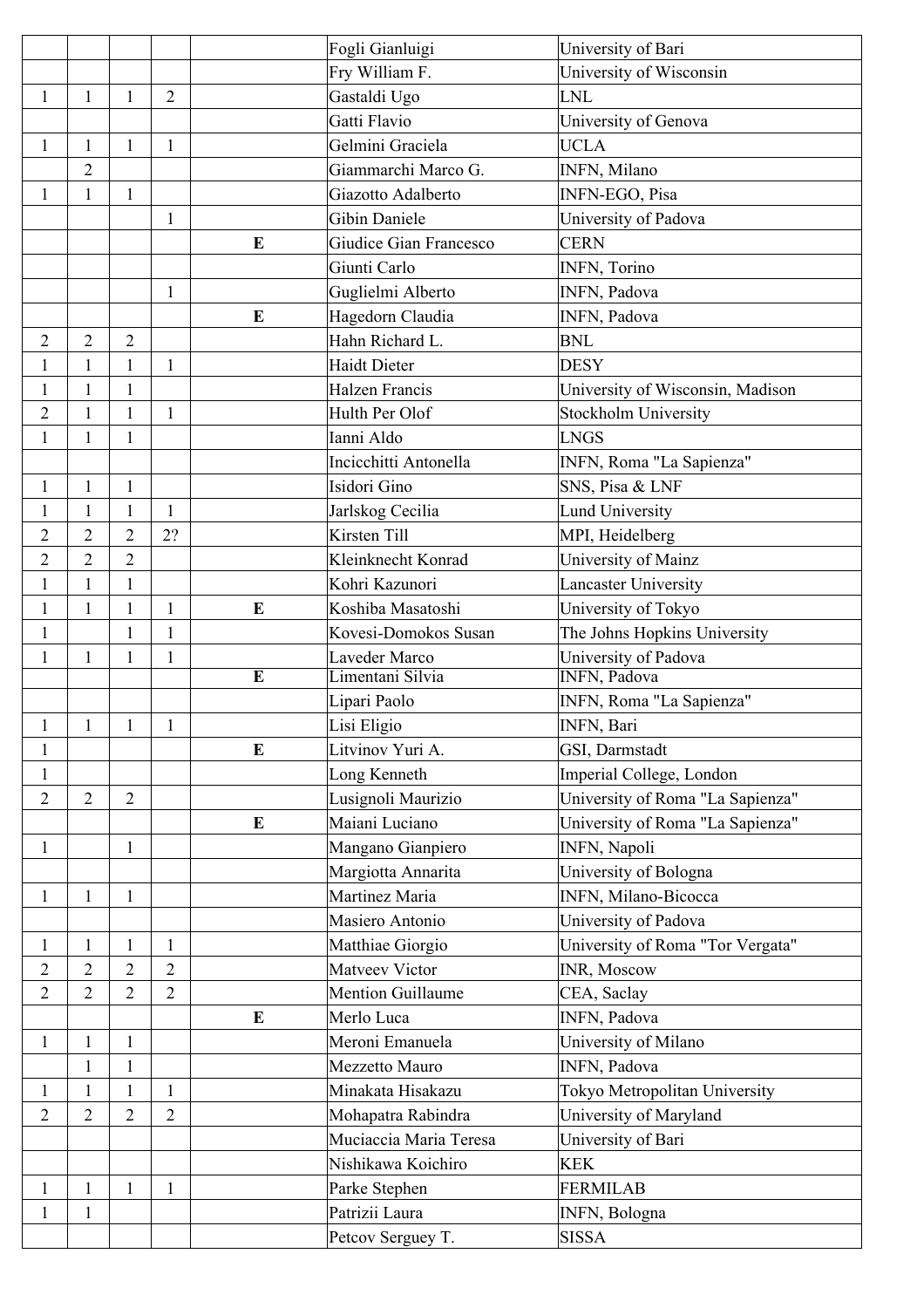| | | | | | | |
|---|---|---|---|---|---|---|
| | | | | | Fogli Gianluigi | University of Bari |
| | | | | | Fry William F. | University of Wisconsin |
| 1 | 1 | 1 | 2 | | Gastaldi Ugo | LNL |
| | | | | | Gatti Flavio | University of Genova |
| 1 | 1 | 1 | 1 | | Gelmini Graciela | UCLA |
| | 2 | | | | Giammarchi Marco G. | INFN, Milano |
| 1 | 1 | 1 | | | Giazotto Adalberto | INFN-EGO, Pisa |
| | | | 1 | | Gibin Daniele | University of Padova |
| | | | | **E** | Giudice Gian Francesco | CERN |
| | | | | | Giunti Carlo | INFN, Torino |
| | | | 1 | | Guglielmi Alberto | INFN, Padova |
| | | | | **E** | Hagedorn Claudia | INFN, Padova |
| 2 | 2 | 2 | | | Hahn Richard L. | BNL |
| 1 | 1 | 1 | 1 | | Haidt Dieter | DESY |
| 1 | 1 | 1 | | | Halzen Francis | University of Wisconsin, Madison |
| 2 | 1 | 1 | 1 | | Hulth Per Olof | Stockholm University |
| 1 | 1 | 1 | | | Ianni Aldo | LNGS |
| | | | | | Incicchitti Antonella | INFN, Roma "La Sapienza" |
| 1 | 1 | 1 | | | Isidori Gino | SNS, Pisa & LNF |
| 1 | 1 | 1 | 1 | | Jarlskog Cecilia | Lund University |
| 2 | 2 | 2 | 2? | | Kirsten Till | MPI, Heidelberg |
| 2 | 2 | 2 | | | Kleinknecht Konrad | University of Mainz |
| 1 | 1 | 1 | | | Kohri Kazunori | Lancaster University |
| 1 | 1 | 1 | 1 | **E** | Koshiba Masatoshi | University of Tokyo |
| 1 | | 1 | 1 | | Kovesi-Domokos Susan | The Johns Hopkins University |
| 1 | 1 | 1 | 1 | | Laveder Marco | University of Padova |
| | | | | **E** | Limentani Silvia | INFN, Padova |
| | | | | | Lipari Paolo | INFN, Roma "La Sapienza" |
| 1 | 1 | 1 | 1 | | Lisi Eligio | INFN, Bari |
| 1 | | | | **E** | Litvinov Yuri A. | GSI, Darmstadt |
| 1 | | | | | Long Kenneth | Imperial College, London |
| 2 | 2 | 2 | | | Lusignoli Maurizio | University of Roma "La Sapienza" |
| | | | | **E** | Maiani Luciano | University of Roma "La Sapienza" |
| 1 | | 1 | | | Mangano Gianpiero | INFN, Napoli |
| | | | | | Margiotta Annarita | University of Bologna |
| 1 | 1 | 1 | | | Martinez Maria | INFN, Milano-Bicocca |
| | | | | | Masiero Antonio | University of Padova |
| 1 | 1 | 1 | 1 | | Matthiae Giorgio | University of Roma "Tor Vergata" |
| 2 | 2 | 2 | 2 | | Matveev Victor | INR, Moscow |
| 2 | 2 | 2 | 2 | | Mention Guillaume | CEA, Saclay |
| | | | | **E** | Merlo Luca | INFN, Padova |
| 1 | 1 | 1 | | | Meroni Emanuela | University of Milano |
| | 1 | 1 | | | Mezzetto Mauro | INFN, Padova |
| 1 | 1 | 1 | 1 | | Minakata Hisakazu | Tokyo Metropolitan University |
| 2 | 2 | 2 | 2 | | Mohapatra Rabindra | University of Maryland |
| | | | | | Muciaccia Maria Teresa | University of Bari |
| | | | | | Nishikawa Koichiro | KEK |
| 1 | 1 | 1 | 1 | | Parke Stephen | FERMILAB |
| 1 | 1 | | | | Patrizii Laura | INFN, Bologna |
| | | | | | Petcov Serguey T. | SISSA |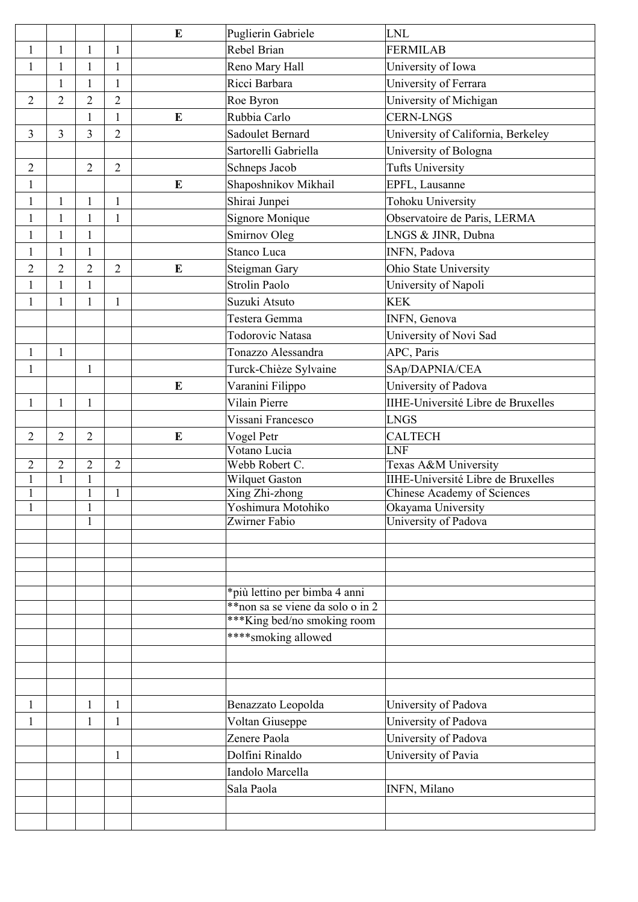| | | | | | | |
|---|---|---|---|---|---|---|
| | | | | **E** | Puglierin Gabriele | LNL |
| 1 | 1 | 1 | 1 | | Rebel Brian | FERMILAB |
| 1 | 1 | 1 | 1 | | Reno Mary Hall | University of Iowa |
| | 1 | 1 | 1 | | Ricci Barbara | University of Ferrara |
| 2 | 2 | 2 | 2 | | Roe Byron | University of Michigan |
| | | 1 | 1 | **E** | Rubbia Carlo | CERN-LNGS |
| 3 | 3 | 3 | 2 | | Sadoulet Bernard | University of California, Berkeley |
| | | | | | Sartorelli Gabriella | University of Bologna |
| 2 | | 2 | 2 | | Schneps Jacob | Tufts University |
| 1 | | | | **E** | Shaposhnikov Mikhail | EPFL, Lausanne |
| 1 | 1 | 1 | 1 | | Shirai Junpei | Tohoku University |
| 1 | 1 | 1 | 1 | | Signore Monique | Observatoire de Paris, LERMA |
| 1 | 1 | 1 | | | Smirnov Oleg | LNGS & JINR, Dubna |
| 1 | 1 | 1 | | | Stanco Luca | INFN, Padova |
| 2 | 2 | 2 | 2 | **E** | Steigman Gary | Ohio State University |
| 1 | 1 | 1 | | | Strolin Paolo | University of Napoli |
| 1 | 1 | 1 | 1 | | Suzuki Atsuto | KEK |
| | | | | | Testera Gemma | INFN, Genova |
| | | | | | Todorovic Natasa | University of Novi Sad |
| 1 | 1 | | | | Tonazzo Alessandra | APC, Paris |
| 1 | | 1 | | | Turck-Chièze Sylvaine | SAp/DAPNIA/CEA |
| | | | | **E** | Varanini Filippo | University of Padova |
| 1 | 1 | 1 | | | Vilain Pierre | IIHE-Université Libre de Bruxelles |
| | | | | | Vissani Francesco | LNGS |
| 2 | 2 | 2 | | **E** | Vogel Petr | CALTECH |
| | | | | | Votano Lucia | LNF |
| 2 | 2 | 2 | 2 | | Webb Robert C. | Texas A&M University |
| 1 | 1 | 1 | | | Wilquet Gaston | IIHE-Université Libre de Bruxelles |
| 1 | | 1 | 1 | | Xing Zhi-zhong | Chinese Academy of Sciences |
| 1 | | 1 | | | Yoshimura Motohiko | Okayama University |
| | | 1 | | | Zwirner Fabio | University of Padova |
| | | | | | | |
| | | | | | | |
| | | | | | | |
| | | | | | | |
| | | | | | *più lettino per bimba 4 anni | |
| | | | | | **non sa se viene da solo o in 2 | |
| | | | | | ***King bed/no smoking room | |
| | | | | | ****smoking allowed | |
| | | | | | | |
| | | | | | | |
| | | | | | | |
| 1 | | 1 | 1 | | Benazzato Leopolda | University of Padova |
| 1 | | 1 | 1 | | Voltan Giuseppe | University of Padova |
| | | | | | Zenere Paola | University of Padova |
| | | | 1 | | Dolfini Rinaldo | University of Pavia |
| | | | | | Iandolo Marcella | |
| | | | | | Sala Paola | INFN, Milano |
| | | | | | | |
| | | | | | | |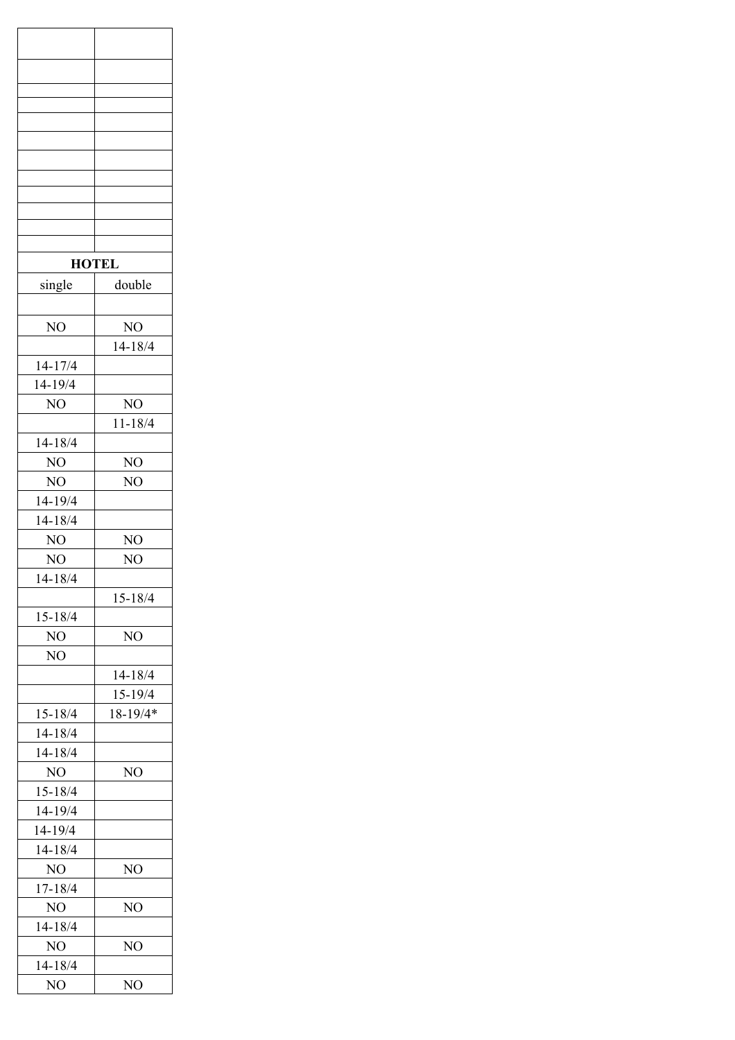| | |
|---|---|
| | |
| | |
| | |
| | |
| | |
| | |
| | |
| | |
| | |
| | |
| | |
| **HOTEL** | |
| single | double |
| | |
| NO | NO |
| | 14-18/4 |
| 14-17/4 | |
| 14-19/4 | |
| NO | NO |
| | 11-18/4 |
| 14-18/4 | |
| NO | NO |
| NO | NO |
| 14-19/4 | |
| 14-18/4 | |
| NO | NO |
| NO | NO |
| 14-18/4 | |
| | 15-18/4 |
| 15-18/4 | |
| NO | NO |
| NO | |
| | 14-18/4 |
| | 15-19/4 |
| 15-18/4 | 18-19/4* |
| 14-18/4 | |
| 14-18/4 | |
| NO | NO |
| 15-18/4 | |
| 14-19/4 | |
| 14-19/4 | |
| 14-18/4 | |
| NO | NO |
| 17-18/4 | |
| NO | NO |
| 14-18/4 | |
| NO | NO |
| 14-18/4 | |
| NO | NO |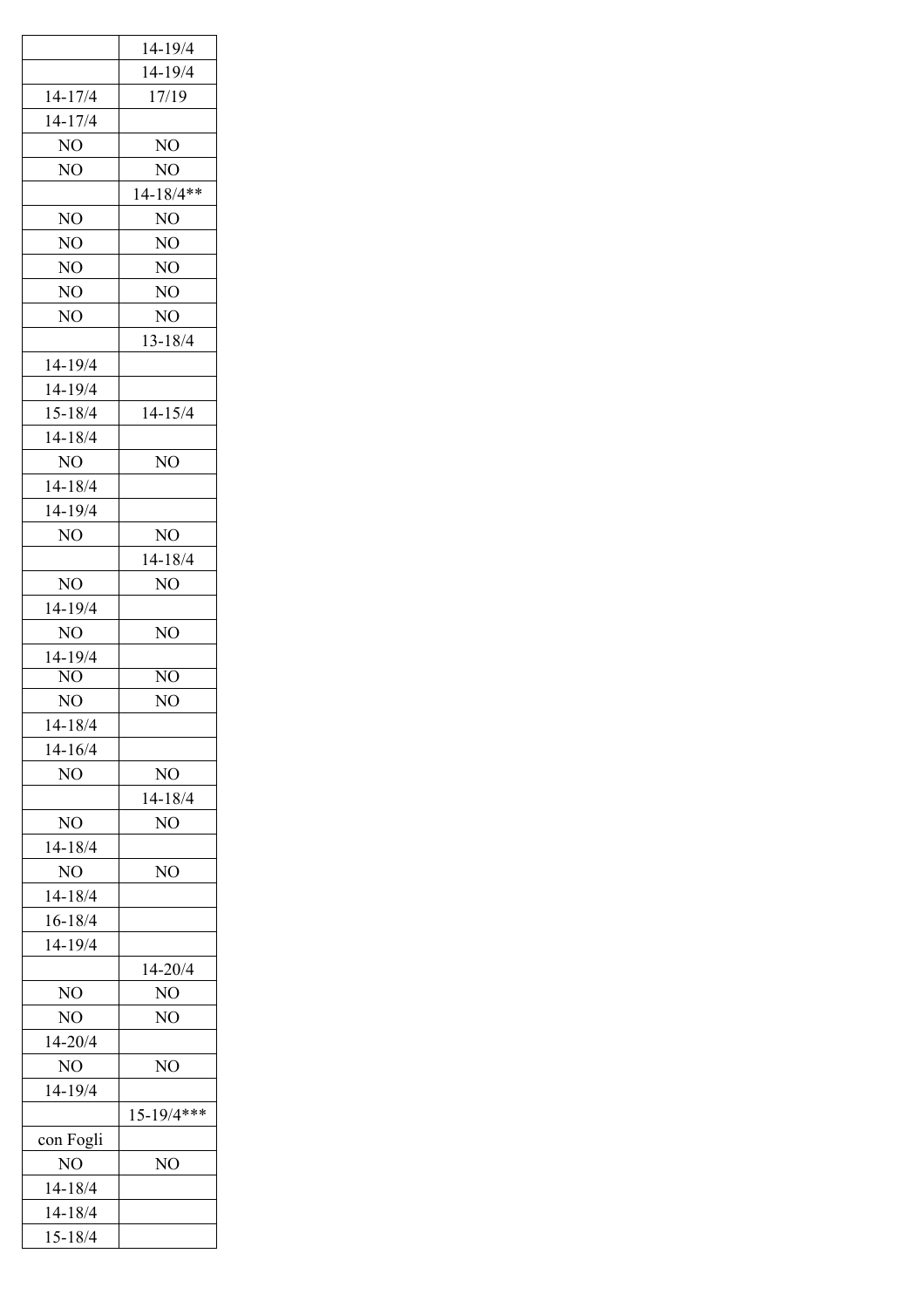| | |
|---|---|
| | 14-19/4 |
| | 14-19/4 |
| 14-17/4 | 17/19 |
| 14-17/4 | |
| NO | NO |
| NO | NO |
| | 14-18/4** |
| NO | NO |
| NO | NO |
| NO | NO |
| NO | NO |
| NO | NO |
| | 13-18/4 |
| 14-19/4 | |
| 14-19/4 | |
| 15-18/4 | 14-15/4 |
| 14-18/4 | |
| NO | NO |
| 14-18/4 | |
| 14-19/4 | |
| NO | NO |
| | 14-18/4 |
| NO | NO |
| 14-19/4 | |
| NO | NO |
| 14-19/4 | |
| NO | NO |
| NO | NO |
| 14-18/4 | |
| 14-16/4 | |
| NO | NO |
| | 14-18/4 |
| NO | NO |
| 14-18/4 | |
| NO | NO |
| 14-18/4 | |
| 16-18/4 | |
| 14-19/4 | |
| | 14-20/4 |
| NO | NO |
| NO | NO |
| 14-20/4 | |
| NO | NO |
| 14-19/4 | |
| | 15-19/4*** |
| con Fogli | |
| NO | NO |
| 14-18/4 | |
| 14-18/4 | |
| 15-18/4 | |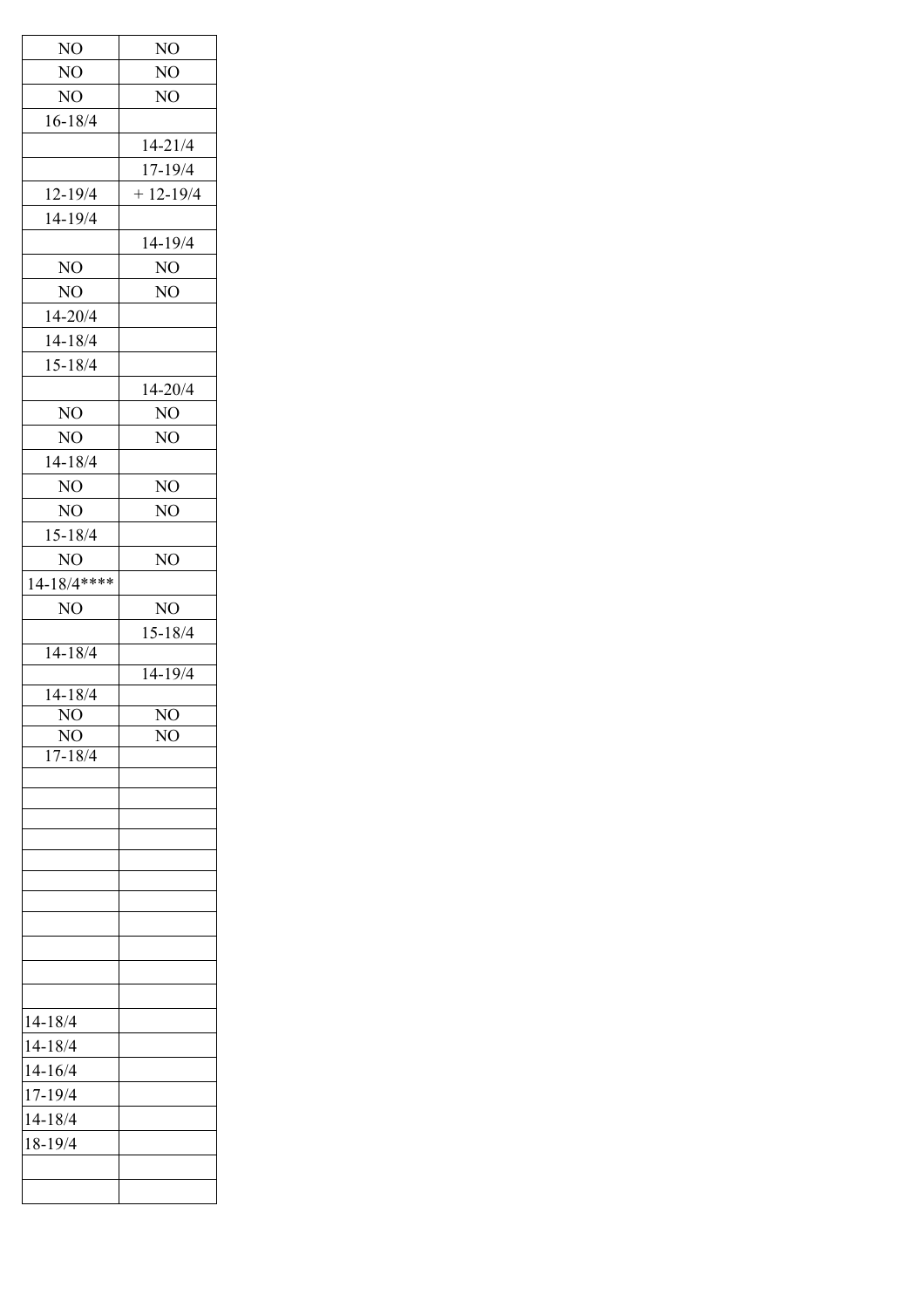| | |
|---|---|
| NO | NO |
| NO | NO |
| NO | NO |
| 16-18/4 | |
| | 14-21/4 |
| | 17-19/4 |
| 12-19/4 | + 12-19/4 |
| 14-19/4 | |
| | 14-19/4 |
| NO | NO |
| NO | NO |
| 14-20/4 | |
| 14-18/4 | |
| 15-18/4 | |
| | 14-20/4 |
| NO | NO |
| NO | NO |
| 14-18/4 | |
| NO | NO |
| NO | NO |
| 15-18/4 | |
| NO | NO |
| 14-18/4**** | |
| NO | NO |
| | 15-18/4 |
| 14-18/4 | |
| | 14-19/4 |
| 14-18/4 | |
| NO | NO |
| NO | NO |
| 17-18/4 | |
| | |
| | |
| | |
| | |
| | |
| | |
| | |
| | |
| | |
| | |
| | |
| 14-18/4 | |
| 14-18/4 | |
| 14-16/4 | |
| 17-19/4 | |
| 14-18/4 | |
| 18-19/4 | |
| | |
| | |